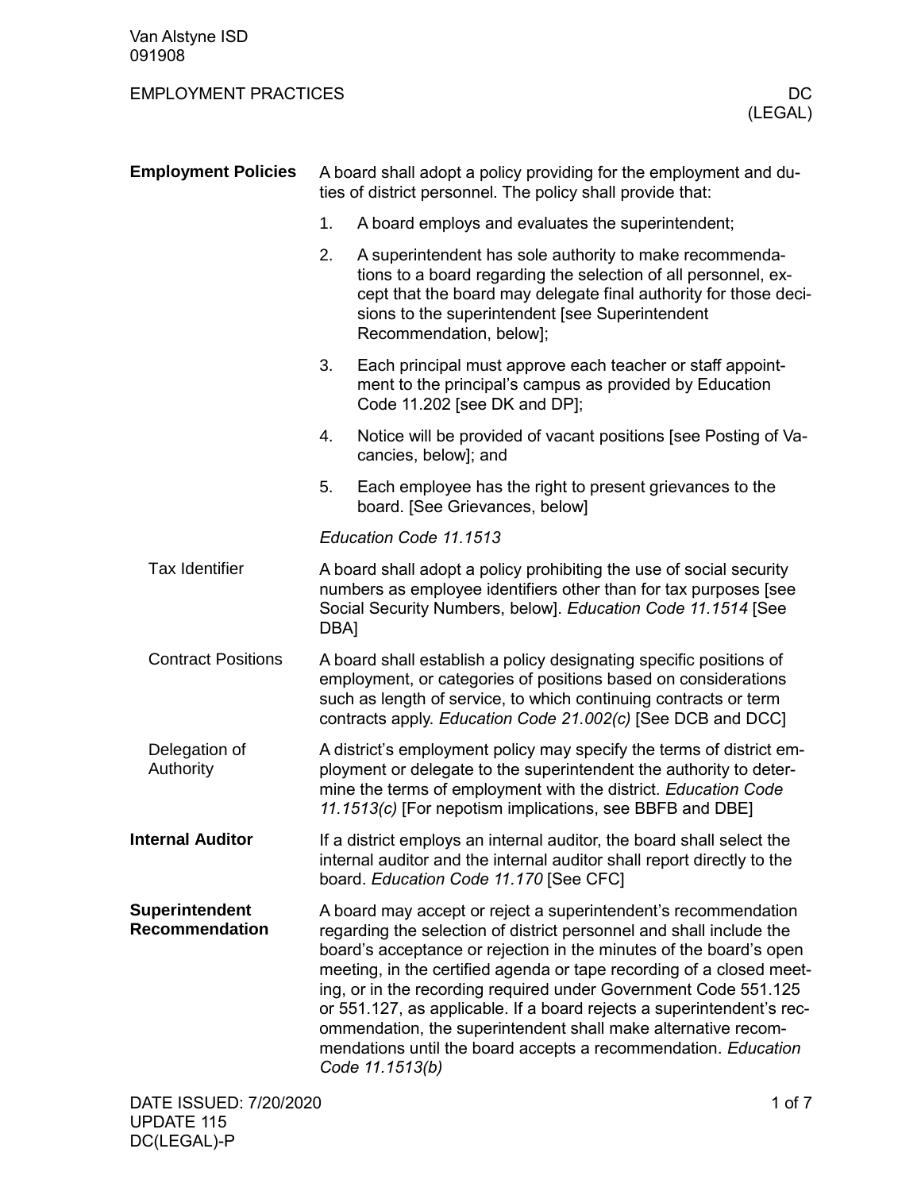# EMPLOYMENT PRACTICES — DC (LEGAL)

## Employment Policies

A board shall adopt a policy providing for the employment and duties of district personnel. The policy shall provide that:

1. A board employs and evaluates the superintendent;
2. A superintendent has sole authority to make recommendations to a board regarding the selection of all personnel, except that the board may delegate final authority for those decisions to the superintendent [see Superintendent Recommendation, below];
3. Each principal must approve each teacher or staff appointment to the principal's campus as provided by Education Code 11.202 [see DK and DP];
4. Notice will be provided of vacant positions [see Posting of Vacancies, below]; and
5. Each employee has the right to present grievances to the board. [See Grievances, below]

*Education Code 11.1513*

### Tax Identifier

A board shall adopt a policy prohibiting the use of social security numbers as employee identifiers other than for tax purposes [see Social Security Numbers, below]. *Education Code 11.1514* [See DBA]

### Contract Positions

A board shall establish a policy designating specific positions of employment, or categories of positions based on considerations such as length of service, to which continuing contracts or term contracts apply. *Education Code 21.002(c)* [See DCB and DCC]

### Delegation of Authority

A district's employment policy may specify the terms of district employment or delegate to the superintendent the authority to determine the terms of employment with the district. *Education Code 11.1513(c)* [For nepotism implications, see BBFB and DBE]

## Internal Auditor

If a district employs an internal auditor, the board shall select the internal auditor and the internal auditor shall report directly to the board. *Education Code 11.170* [See CFC]

## Superintendent Recommendation

A board may accept or reject a superintendent's recommendation regarding the selection of district personnel and shall include the board's acceptance or rejection in the minutes of the board's open meeting, in the certified agenda or tape recording of a closed meeting, or in the recording required under Government Code 551.125 or 551.127, as applicable. If a board rejects a superintendent's recommendation, the superintendent shall make alternative recommendations until the board accepts a recommendation. *Education Code 11.1513(b)*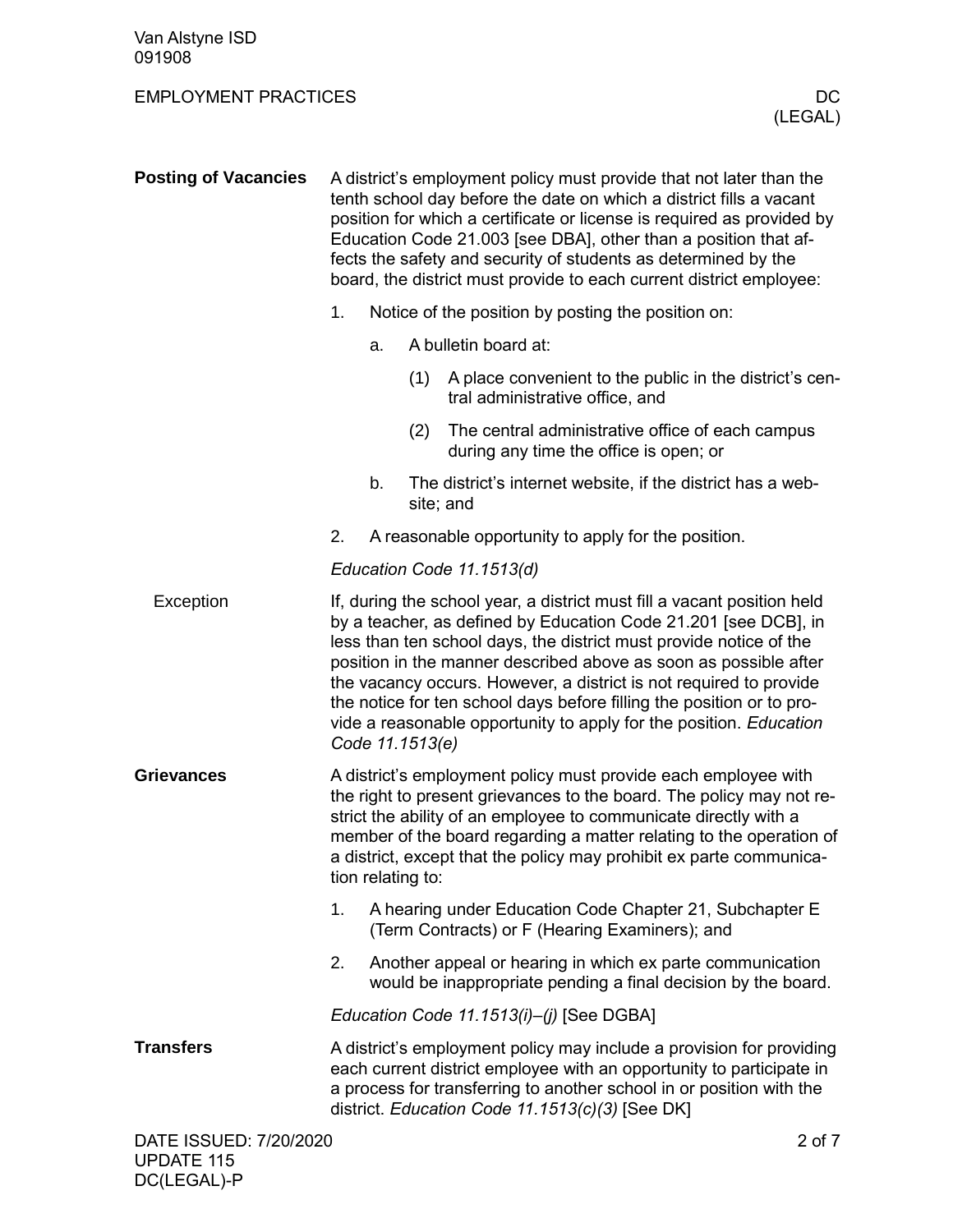## Posting of Vacancies

A district's employment policy must provide that not later than the tenth school day before the date on which a district fills a vacant position for which a certificate or license is required as provided by Education Code 21.003 [see DBA], other than a position that affects the safety and security of students as determined by the board, the district must provide to each current district employee:

1. Notice of the position by posting the position on:
   a. A bulletin board at:
      (1) A place convenient to the public in the district's central administrative office, and
      (2) The central administrative office of each campus during any time the office is open; or
   b. The district's internet website, if the district has a website; and
2. A reasonable opportunity to apply for the position.

*Education Code 11.1513(d)*

### Exception

If, during the school year, a district must fill a vacant position held by a teacher, as defined by Education Code 21.201 [see DCB], in less than ten school days, the district must provide notice of the position in the manner described above as soon as possible after the vacancy occurs. However, a district is not required to provide the notice for ten school days before filling the position or to provide a reasonable opportunity to apply for the position. *Education Code 11.1513(e)*

## Grievances

A district's employment policy must provide each employee with the right to present grievances to the board. The policy may not restrict the ability of an employee to communicate directly with a member of the board regarding a matter relating to the operation of a district, except that the policy may prohibit ex parte communication relating to:

1. A hearing under Education Code Chapter 21, Subchapter E (Term Contracts) or F (Hearing Examiners); and
2. Another appeal or hearing in which ex parte communication would be inappropriate pending a final decision by the board.

*Education Code 11.1513(i)–(j)* [See DGBA]

## Transfers

A district's employment policy may include a provision for providing each current district employee with an opportunity to participate in a process for transferring to another school in or position with the district. *Education Code 11.1513(c)(3)* [See DK]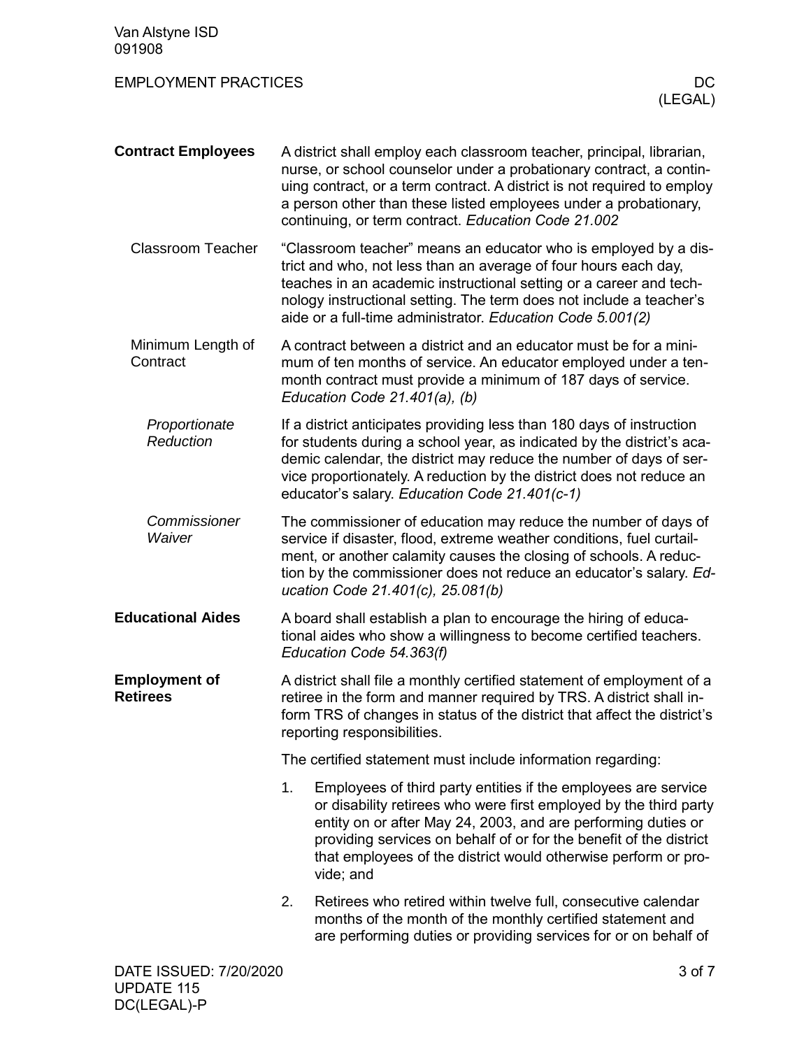## Contract Employees

A district shall employ each classroom teacher, principal, librarian, nurse, or school counselor under a probationary contract, a continuing contract, or a term contract. A district is not required to employ a person other than these listed employees under a probationary, continuing, or term contract. *Education Code 21.002*

### Classroom Teacher

"Classroom teacher" means an educator who is employed by a district and who, not less than an average of four hours each day, teaches in an academic instructional setting or a career and technology instructional setting. The term does not include a teacher's aide or a full-time administrator. *Education Code 5.001(2)*

### Minimum Length of Contract

A contract between a district and an educator must be for a minimum of ten months of service. An educator employed under a ten-month contract must provide a minimum of 187 days of service. *Education Code 21.401(a), (b)*

#### *Proportionate Reduction*

If a district anticipates providing less than 180 days of instruction for students during a school year, as indicated by the district's academic calendar, the district may reduce the number of days of service proportionately. A reduction by the district does not reduce an educator's salary. *Education Code 21.401(c-1)*

#### *Commissioner Waiver*

The commissioner of education may reduce the number of days of service if disaster, flood, extreme weather conditions, fuel curtailment, or another calamity causes the closing of schools. A reduction by the commissioner does not reduce an educator's salary. *Education Code 21.401(c), 25.081(b)*

## Educational Aides

A board shall establish a plan to encourage the hiring of educational aides who show a willingness to become certified teachers. *Education Code 54.363(f)*

## Employment of Retirees

A district shall file a monthly certified statement of employment of a retiree in the form and manner required by TRS. A district shall inform TRS of changes in status of the district that affect the district's reporting responsibilities.

The certified statement must include information regarding:

1. Employees of third party entities if the employees are service or disability retirees who were first employed by the third party entity on or after May 24, 2003, and are performing duties or providing services on behalf of or for the benefit of the district that employees of the district would otherwise perform or provide; and
2. Retirees who retired within twelve full, consecutive calendar months of the month of the monthly certified statement and are performing duties or providing services for or on behalf of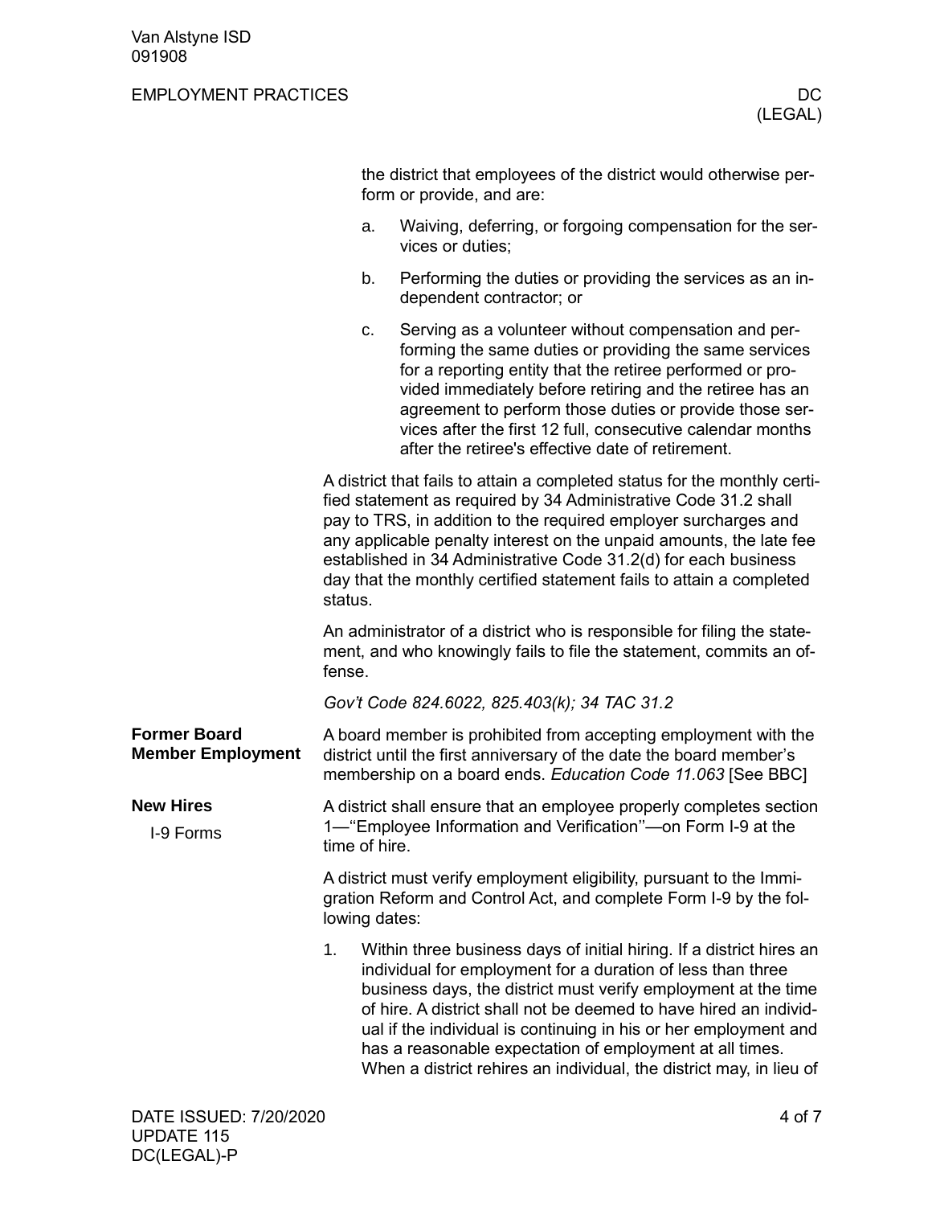the district that employees of the district would otherwise perform or provide, and are:

a. Waiving, deferring, or forgoing compensation for the services or duties;

b. Performing the duties or providing the services as an independent contractor; or

c. Serving as a volunteer without compensation and performing the same duties or providing the same services for a reporting entity that the retiree performed or provided immediately before retiring and the retiree has an agreement to perform those duties or provide those services after the first 12 full, consecutive calendar months after the retiree's effective date of retirement.

A district that fails to attain a completed status for the monthly certified statement as required by 34 Administrative Code 31.2 shall pay to TRS, in addition to the required employer surcharges and any applicable penalty interest on the unpaid amounts, the late fee established in 34 Administrative Code 31.2(d) for each business day that the monthly certified statement fails to attain a completed status.

An administrator of a district who is responsible for filing the statement, and who knowingly fails to file the statement, commits an offense.

*Gov't Code 824.6022, 825.403(k); 34 TAC 31.2*

## Former Board Member Employment

A board member is prohibited from accepting employment with the district until the first anniversary of the date the board member's membership on a board ends. *Education Code 11.063* [See BBC]

## New Hires

### I-9 Forms

A district shall ensure that an employee properly completes section 1—"Employee Information and Verification"—on Form I-9 at the time of hire.

A district must verify employment eligibility, pursuant to the Immigration Reform and Control Act, and complete Form I-9 by the following dates:

1. Within three business days of initial hiring. If a district hires an individual for employment for a duration of less than three business days, the district must verify employment at the time of hire. A district shall not be deemed to have hired an individual if the individual is continuing in his or her employment and has a reasonable expectation of employment at all times. When a district rehires an individual, the district may, in lieu of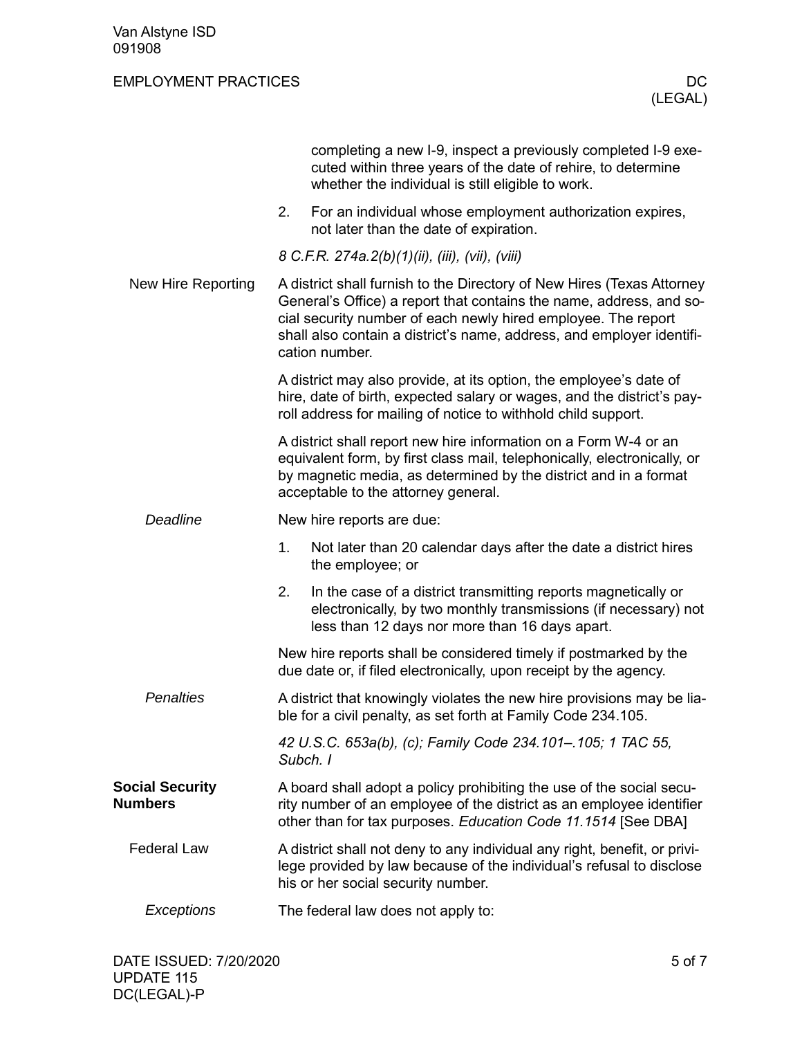completing a new I-9, inspect a previously completed I-9 executed within three years of the date of rehire, to determine whether the individual is still eligible to work.

2. For an individual whose employment authorization expires, not later than the date of expiration.

*8 C.F.R. 274a.2(b)(1)(ii), (iii), (vii), (viii)*

### New Hire Reporting

A district shall furnish to the Directory of New Hires (Texas Attorney General's Office) a report that contains the name, address, and social security number of each newly hired employee. The report shall also contain a district's name, address, and employer identification number.

A district may also provide, at its option, the employee's date of hire, date of birth, expected salary or wages, and the district's payroll address for mailing of notice to withhold child support.

A district shall report new hire information on a Form W-4 or an equivalent form, by first class mail, telephonically, electronically, or by magnetic media, as determined by the district and in a format acceptable to the attorney general.

#### *Deadline*

New hire reports are due:

1. Not later than 20 calendar days after the date a district hires the employee; or
2. In the case of a district transmitting reports magnetically or electronically, by two monthly transmissions (if necessary) not less than 12 days nor more than 16 days apart.

New hire reports shall be considered timely if postmarked by the due date or, if filed electronically, upon receipt by the agency.

#### *Penalties*

A district that knowingly violates the new hire provisions may be liable for a civil penalty, as set forth at Family Code 234.105.

*42 U.S.C. 653a(b), (c); Family Code 234.101–.105; 1 TAC 55, Subch. I*

## Social Security Numbers

A board shall adopt a policy prohibiting the use of the social security number of an employee of the district as an employee identifier other than for tax purposes. *Education Code 11.1514* [See DBA]

### Federal Law

A district shall not deny to any individual any right, benefit, or privilege provided by law because of the individual's refusal to disclose his or her social security number.

#### *Exceptions*

The federal law does not apply to: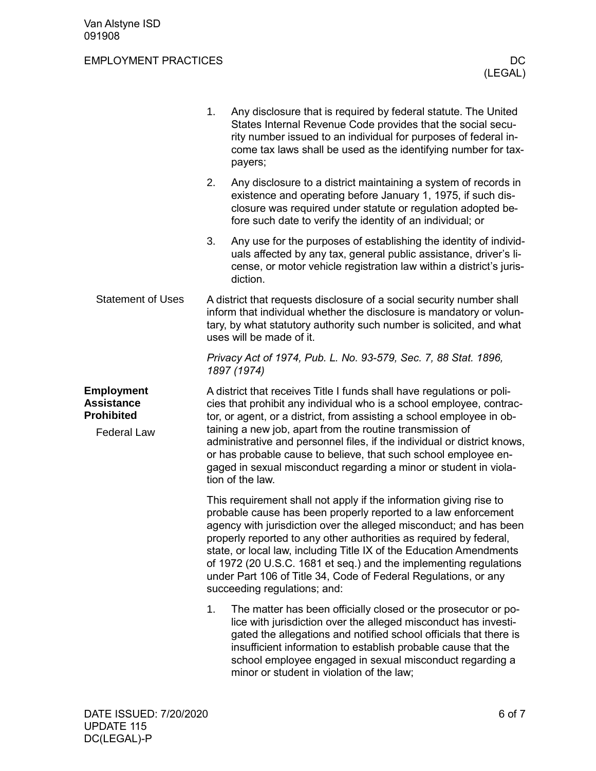1. Any disclosure that is required by federal statute. The United States Internal Revenue Code provides that the social security number issued to an individual for purposes of federal income tax laws shall be used as the identifying number for taxpayers;
2. Any disclosure to a district maintaining a system of records in existence and operating before January 1, 1975, if such disclosure was required under statute or regulation adopted before such date to verify the identity of an individual; or
3. Any use for the purposes of establishing the identity of individuals affected by any tax, general public assistance, driver's license, or motor vehicle registration law within a district's jurisdiction.

### Statement of Uses

A district that requests disclosure of a social security number shall inform that individual whether the disclosure is mandatory or voluntary, by what statutory authority such number is solicited, and what uses will be made of it.

*Privacy Act of 1974, Pub. L. No. 93-579, Sec. 7, 88 Stat. 1896, 1897 (1974)*

## Employment Assistance Prohibited

### Federal Law

A district that receives Title I funds shall have regulations or policies that prohibit any individual who is a school employee, contractor, or agent, or a district, from assisting a school employee in obtaining a new job, apart from the routine transmission of administrative and personnel files, if the individual or district knows, or has probable cause to believe, that such school employee engaged in sexual misconduct regarding a minor or student in violation of the law.

This requirement shall not apply if the information giving rise to probable cause has been properly reported to a law enforcement agency with jurisdiction over the alleged misconduct; and has been properly reported to any other authorities as required by federal, state, or local law, including Title IX of the Education Amendments of 1972 (20 U.S.C. 1681 et seq.) and the implementing regulations under Part 106 of Title 34, Code of Federal Regulations, or any succeeding regulations; and:

1. The matter has been officially closed or the prosecutor or police with jurisdiction over the alleged misconduct has investigated the allegations and notified school officials that there is insufficient information to establish probable cause that the school employee engaged in sexual misconduct regarding a minor or student in violation of the law;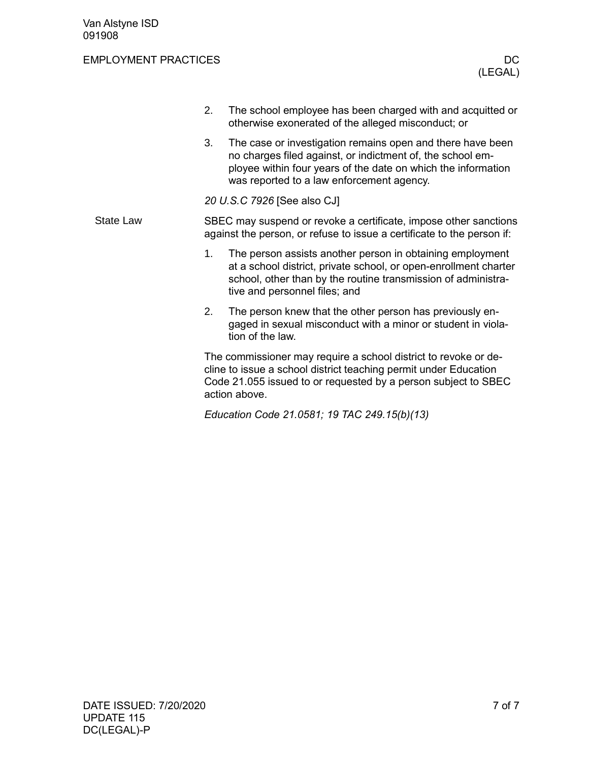2. The school employee has been charged with and acquitted or otherwise exonerated of the alleged misconduct; or
3. The case or investigation remains open and there have been no charges filed against, or indictment of, the school employee within four years of the date on which the information was reported to a law enforcement agency.

*20 U.S.C 7926* [See also CJ]

## State Law

SBEC may suspend or revoke a certificate, impose other sanctions against the person, or refuse to issue a certificate to the person if:

1. The person assists another person in obtaining employment at a school district, private school, or open-enrollment charter school, other than by the routine transmission of administrative and personnel files; and
2. The person knew that the other person has previously engaged in sexual misconduct with a minor or student in violation of the law.

The commissioner may require a school district to revoke or decline to issue a school district teaching permit under Education Code 21.055 issued to or requested by a person subject to SBEC action above.

*Education Code 21.0581; 19 TAC 249.15(b)(13)*